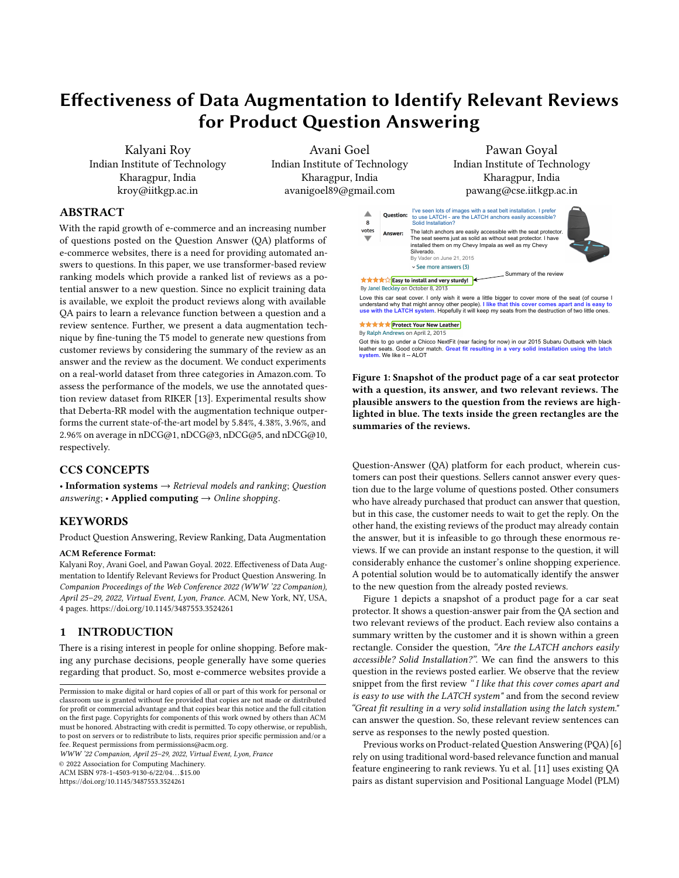# Effectiveness of Data Augmentation to Identify Relevant Reviews for Product Question Answering

Kalyani Roy
Indian Institute of Technology
Kharagpur, India
kroy@iitkgp.ac.in

Avani Goel
Indian Institute of Technology
Kharagpur, India
avanigoel89@gmail.com

Pawan Goyal
Indian Institute of Technology
Kharagpur, India
pawang@cse.iitkgp.ac.in

## ABSTRACT

With the rapid growth of e-commerce and an increasing number of questions posted on the Question Answer (QA) platforms of e-commerce websites, there is a need for providing automated answers to questions. In this paper, we use transformer-based review ranking models which provide a ranked list of reviews as a potential answer to a new question. Since no explicit training data is available, we exploit the product reviews along with available QA pairs to learn a relevance function between a question and a review sentence. Further, we present a data augmentation technique by fine-tuning the T5 model to generate new questions from customer reviews by considering the summary of the review as an answer and the review as the document. We conduct experiments on a real-world dataset from three categories in Amazon.com. To assess the performance of the models, we use the annotated question review dataset from RIKER [13]. Experimental results show that Deberta-RR model with the augmentation technique outperforms the current state-of-the-art model by 5.84%, 4.38%, 3.96%, and 2.96% on average in nDCG@1, nDCG@3, nDCG@5, and nDCG@10, respectively.

## CCS CONCEPTS

• **Information systems** → *Retrieval models and ranking*; *Question answering*; • **Applied computing** → *Online shopping*.

## KEYWORDS

Product Question Answering, Review Ranking, Data Augmentation

**ACM Reference Format:**
Kalyani Roy, Avani Goel, and Pawan Goyal. 2022. Effectiveness of Data Augmentation to Identify Relevant Reviews for Product Question Answering. In *Companion Proceedings of the Web Conference 2022 (WWW '22 Companion), April 25–29, 2022, Virtual Event, Lyon, France.* ACM, New York, NY, USA, 4 pages. https://doi.org/10.1145/3487553.3524261

## 1 INTRODUCTION

There is a rising interest in people for online shopping. Before making any purchase decisions, people generally have some queries regarding that product. So, most e-commerce websites provide a Question-Answer (QA) platform for each product, wherein customers can post their questions. Sellers cannot answer every question due to the large volume of questions posted. Other consumers who have already purchased that product can answer that question, but in this case, the customer needs to wait to get the reply. On the other hand, the existing reviews of the product may already contain the answer, but it is infeasible to go through these enormous reviews. If we can provide an instant response to the question, it will considerably enhance the customer's online shopping experience. A potential solution would be to automatically identify the answer to the new question from the already posted reviews.

Figure 1: Snapshot of the product page of a car seat protector with a question, its answer, and two relevant reviews. The plausible answers to the question from the reviews are highlighted in blue. The texts inside the green rectangles are the summaries of the reviews.

Figure 1 depicts a snapshot of a product page for a car seat protector. It shows a question-answer pair from the QA section and two relevant reviews of the product. Each review also contains a summary written by the customer and it is shown within a green rectangle. Consider the question, *"Are the LATCH anchors easily accessible? Solid Installation?"*. We can find the answers to this question in the reviews posted earlier. We observe that the review snippet from the first review *"I like that this cover comes apart and is easy to use with the LATCH system"* and from the second review *"Great fit resulting in a very solid installation using the latch system."* can answer the question. So, these relevant review sentences can serve as responses to the newly posted question.

Previous works on Product-related Question Answering (PQA) [6] rely on using traditional word-based relevance function and manual feature engineering to rank reviews. Yu et al. [11] uses existing QA pairs as distant supervision and Positional Language Model (PLM)

---

Permission to make digital or hard copies of all or part of this work for personal or classroom use is granted without fee provided that copies are not made or distributed for profit or commercial advantage and that copies bear this notice and the full citation on the first page. Copyrights for components of this work owned by others than ACM must be honored. Abstracting with credit is permitted. To copy otherwise, or republish, to post on servers or to redistribute to lists, requires prior specific permission and/or a fee. Request permissions from permissions@acm.org.
*WWW '22 Companion, April 25–29, 2022, Virtual Event, Lyon, France*
© 2022 Association for Computing Machinery.
ACM ISBN 978-1-4503-9130-6/22/04…$15.00
https://doi.org/10.1145/3487553.3524261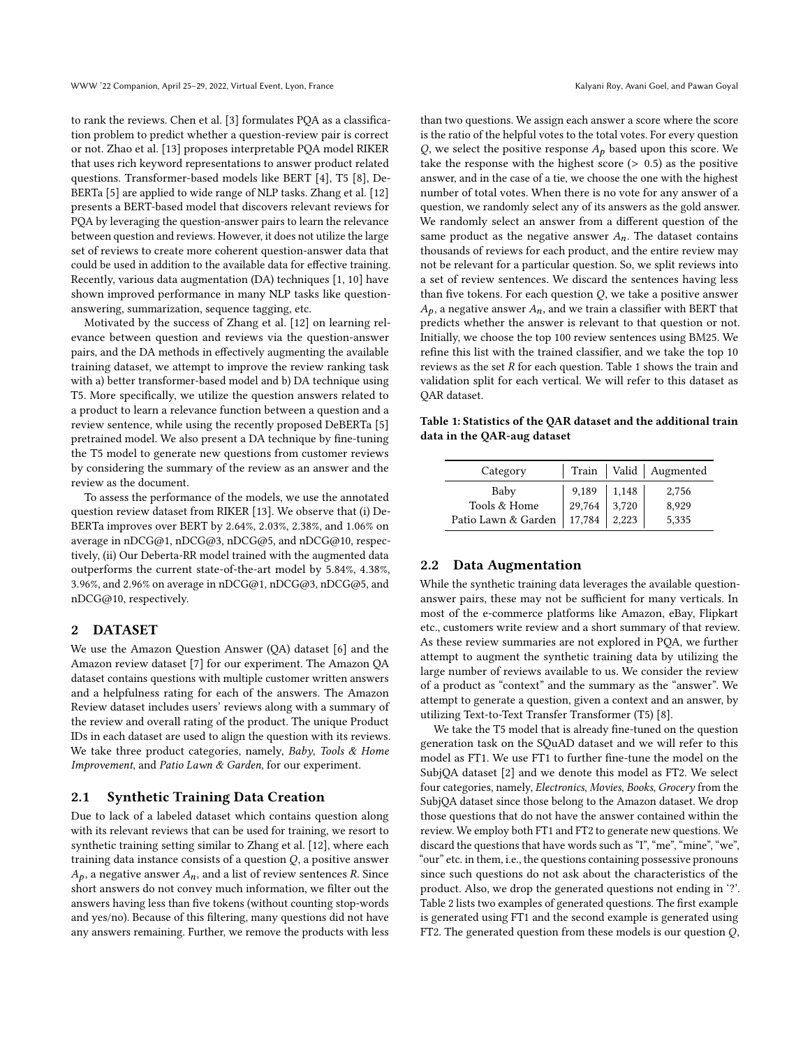to rank the reviews. Chen et al. [3] formulates PQA as a classification problem to predict whether a question-review pair is correct or not. Zhao et al. [13] proposes interpretable PQA model RIKER that uses rich keyword representations to answer product related questions. Transformer-based models like BERT [4], T5 [8], DeBERTa [5] are applied to wide range of NLP tasks. Zhang et al. [12] presents a BERT-based model that discovers relevant reviews for PQA by leveraging the question-answer pairs to learn the relevance between question and reviews. However, it does not utilize the large set of reviews to create more coherent question-answer data that could be used in addition to the available data for effective training. Recently, various data augmentation (DA) techniques [1, 10] have shown improved performance in many NLP tasks like question-answering, summarization, sequence tagging, etc.

Motivated by the success of Zhang et al. [12] on learning relevance between question and reviews via the question-answer pairs, and the DA methods in effectively augmenting the available training dataset, we attempt to improve the review ranking task with a) better transformer-based model and b) DA technique using T5. More specifically, we utilize the question answers related to a product to learn a relevance function between a question and a review sentence, while using the recently proposed DeBERTa [5] pretrained model. We also present a DA technique by fine-tuning the T5 model to generate new questions from customer reviews by considering the summary of the review as an answer and the review as the document.

To assess the performance of the models, we use the annotated question review dataset from RIKER [13]. We observe that (i) DeBERTa improves over BERT by 2.64%, 2.03%, 2.38%, and 1.06% on average in nDCG@1, nDCG@3, nDCG@5, and nDCG@10, respectively, (ii) Our Deberta-RR model trained with the augmented data outperforms the current state-of-the-art model by 5.84%, 4.38%, 3.96%, and 2.96% on average in nDCG@1, nDCG@3, nDCG@5, and nDCG@10, respectively.

## 2 DATASET

We use the Amazon Question Answer (QA) dataset [6] and the Amazon review dataset [7] for our experiment. The Amazon QA dataset contains questions with multiple customer written answers and a helpfulness rating for each of the answers. The Amazon Review dataset includes users' reviews along with a summary of the review and overall rating of the product. The unique Product IDs in each dataset are used to align the question with its reviews. We take three product categories, namely, *Baby*, *Tools & Home Improvement*, and *Patio Lawn & Garden*, for our experiment.

### 2.1 Synthetic Training Data Creation

Due to lack of a labeled dataset which contains question along with its relevant reviews that can be used for training, we resort to synthetic training setting similar to Zhang et al. [12], where each training data instance consists of a question $Q$, a positive answer $A_p$, a negative answer $A_n$, and a list of review sentences $R$. Since short answers do not convey much information, we filter out the answers having less than five tokens (without counting stop-words and yes/no). Because of this filtering, many questions did not have any answers remaining. Further, we remove the products with less than two questions. We assign each answer a score where the score is the ratio of the helpful votes to the total votes. For every question $Q$, we select the positive response $A_p$ based upon this score. We take the response with the highest score ($> 0.5$) as the positive answer, and in the case of a tie, we choose the one with the highest number of total votes. When there is no vote for any answer of a question, we randomly select any of its answers as the gold answer. We randomly select an answer from a different question of the same product as the negative answer $A_n$. The dataset contains thousands of reviews for each product, and the entire review may not be relevant for a particular question. So, we split reviews into a set of review sentences. We discard the sentences having less than five tokens. For each question $Q$, we take a positive answer $A_p$, a negative answer $A_n$, and we train a classifier with BERT that predicts whether the answer is relevant to that question or not. Initially, we choose the top 100 review sentences using BM25. We refine this list with the trained classifier, and we take the top 10 reviews as the set $R$ for each question. Table 1 shows the train and validation split for each vertical. We will refer to this dataset as QAR dataset.

Table 1: Statistics of the QAR dataset and the additional train data in the QAR-aug dataset

| Category | Train | Valid | Augmented |
|---|---|---|---|
| Baby | 9,189 | 1,148 | 2,756 |
| Tools & Home | 29,764 | 3,720 | 8,929 |
| Patio Lawn & Garden | 17,784 | 2,223 | 5,335 |

### 2.2 Data Augmentation

While the synthetic training data leverages the available question-answer pairs, these may not be sufficient for many verticals. In most of the e-commerce platforms like Amazon, eBay, Flipkart etc., customers write review and a short summary of that review. As these review summaries are not explored in PQA, we further attempt to augment the synthetic training data by utilizing the large number of reviews available to us. We consider the review of a product as "context" and the summary as the "answer". We attempt to generate a question, given a context and an answer, by utilizing Text-to-Text Transfer Transformer (T5) [8].

We take the T5 model that is already fine-tuned on the question generation task on the SQuAD dataset and we will refer to this model as FT1. We use FT1 to further fine-tune the model on the SubjQA dataset [2] and we denote this model as FT2. We select four categories, namely, *Electronics*, *Movies*, *Books*, *Grocery* from the SubjQA dataset since those belong to the Amazon dataset. We drop those questions that do not have the answer contained within the review. We employ both FT1 and FT2 to generate new questions. We discard the questions that have words such as "I", "me", "mine", "we", "our" etc. in them, i.e., the questions containing possessive pronouns since such questions do not ask about the characteristics of the product. Also, we drop the generated questions not ending in '?'. Table 2 lists two examples of generated questions. The first example is generated using FT1 and the second example is generated using FT2. The generated question from these models is our question $Q$,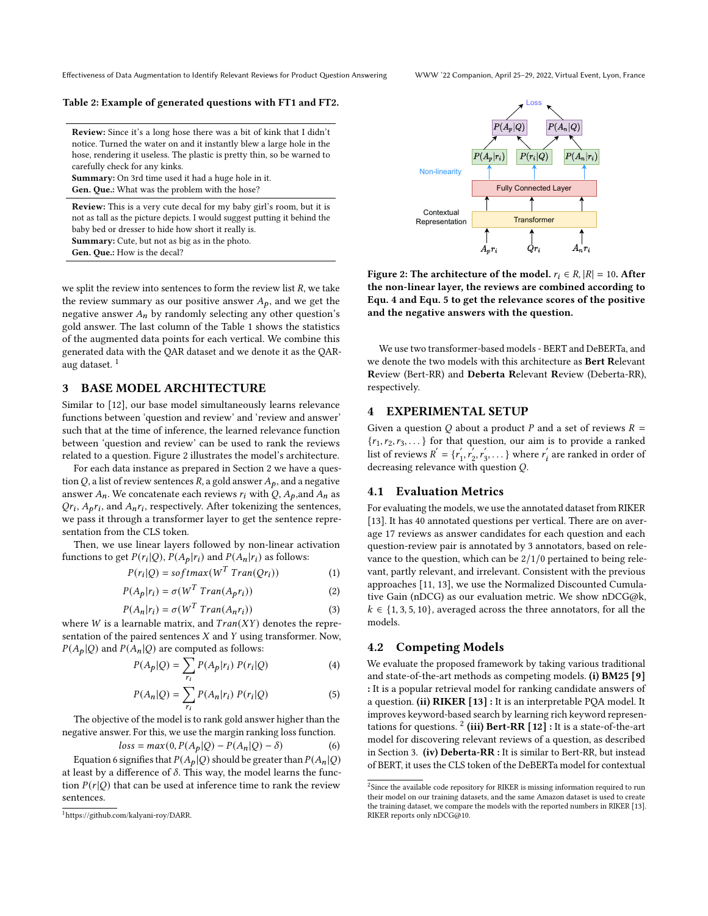**Table 2: Example of generated questions with FT1 and FT2.**

| |
|---|
| **Review:** Since it's a long hose there was a bit of kink that I didn't notice. Turned the water on and it instantly blew a large hole in the hose, rendering it useless. The plastic is pretty thin, so be warned to carefully check for any kinks. **Summary:** On 3rd time used it had a huge hole in it. **Gen. Que.:** What was the problem with the hose? |
| **Review:** This is a very cute decal for my baby girl's room, but it is not as tall as the picture depicts. I would suggest putting it behind the baby bed or dresser to hide how short it really is. **Summary:** Cute, but not as big as in the photo. **Gen. Que.:** How is the decal? |

we split the review into sentences to form the review list $R$, we take the review summary as our positive answer $A_p$, and we get the negative answer $A_n$ by randomly selecting any other question's gold answer. The last column of the Table 1 shows the statistics of the augmented data points for each vertical. We combine this generated data with the QAR dataset and we denote it as the QAR-aug dataset. [1]

## 3 BASE MODEL ARCHITECTURE

Similar to [12], our base model simultaneously learns relevance functions between 'question and review' and 'review and answer' such that at the time of inference, the learned relevance function between 'question and review' can be used to rank the reviews related to a question. Figure 2 illustrates the model's architecture.

For each data instance as prepared in Section 2 we have a question $Q$, a list of review sentences $R$, a gold answer $A_p$, and a negative answer $A_n$. We concatenate each reviews $r_i$ with $Q$, $A_p$,and $A_n$ as $Qr_i$, $A_pr_i$, and $A_nr_i$, respectively. After tokenizing the sentences, we pass it through a transformer layer to get the sentence representation from the CLS token.

Then, we use linear layers followed by non-linear activation functions to get $P(r_i|Q)$, $P(A_p|r_i)$ and $P(A_n|r_i)$ as follows:

$$P(r_i|Q) = softmax(W^T\ Tran(Qr_i)) \tag{1}$$

$$P(A_p|r_i) = \sigma(W^T\ Tran(A_pr_i)) \tag{2}$$

$$P(A_n|r_i) = \sigma(W^T\ Tran(A_nr_i)) \tag{3}$$

where $W$ is a learnable matrix, and $Tran(XY)$ denotes the representation of the paired sentences $X$ and $Y$ using transformer. Now, $P(A_p|Q)$ and $P(A_n|Q)$ are computed as follows:

$$P(A_p|Q) = \sum_{r_i} P(A_p|r_i)\ P(r_i|Q) \tag{4}$$

$$P(A_n|Q) = \sum_{r_i} P(A_n|r_i)\ P(r_i|Q) \tag{5}$$

The objective of the model is to rank gold answer higher than the negative answer. For this, we use the margin ranking loss function.

$$loss = max(0, P(A_p|Q) - P(A_n|Q) - \delta) \tag{6}$$

Equation 6 signifies that $P(A_p|Q)$ should be greater than $P(A_n|Q)$ at least by a difference of $\delta$. This way, the model learns the function $P(r|Q)$ that can be used at inference time to rank the review sentences.

[1] https://github.com/kalyani-roy/DARR.

**Figure 2: The architecture of the model. $r_i \in R$, $|R| = 10$. After the non-linear layer, the reviews are combined according to Equ. 4 and Equ. 5 to get the relevance scores of the positive and the negative answers with the question.**

We use two transformer-based models - BERT and DeBERTa, and we denote the two models with this architecture as **Bert R**elevant **R**eview (Bert-RR) and **Deberta R**elevant **R**eview (Deberta-RR), respectively.

## 4 EXPERIMENTAL SETUP

Given a question $Q$ about a product $P$ and a set of reviews $R = \{r_1, r_2, r_3, \dots\}$ for that question, our aim is to provide a ranked list of reviews $R' = \{r'_1, r'_2, r'_3, \dots\}$ where $r'_i$ are ranked in order of decreasing relevance with question $Q$.

### 4.1 Evaluation Metrics

For evaluating the models, we use the annotated dataset from RIKER [13]. It has 40 annotated questions per vertical. There are on average 17 reviews as answer candidates for each question and each question-review pair is annotated by 3 annotators, based on relevance to the question, which can be 2/1/0 pertained to being relevant, partly relevant, and irrelevant. Consistent with the previous approaches [11, 13], we use the Normalized Discounted Cumulative Gain (nDCG) as our evaluation metric. We show nDCG@k, $k \in \{1, 3, 5, 10\}$, averaged across the three annotators, for all the models.

### 4.2 Competing Models

We evaluate the proposed framework by taking various traditional and state-of-the-art methods as competing models. **(i) BM25 [9] :** It is a popular retrieval model for ranking candidate answers of a question. **(ii) RIKER [13] :** It is an interpretable PQA model. It improves keyword-based search by learning rich keyword representations for questions. [2] **(iii) Bert-RR [12] :** It is a state-of-the-art model for discovering relevant reviews of a question, as described in Section 3. **(iv) Deberta-RR :** It is similar to Bert-RR, but instead of BERT, it uses the CLS token of the DeBERTa model for contextual

[2] Since the available code repository for RIKER is missing information required to run their model on our training datasets, and the same Amazon dataset is used to create the training dataset, we compare the models with the reported numbers in RIKER [13]. RIKER reports only nDCG@10.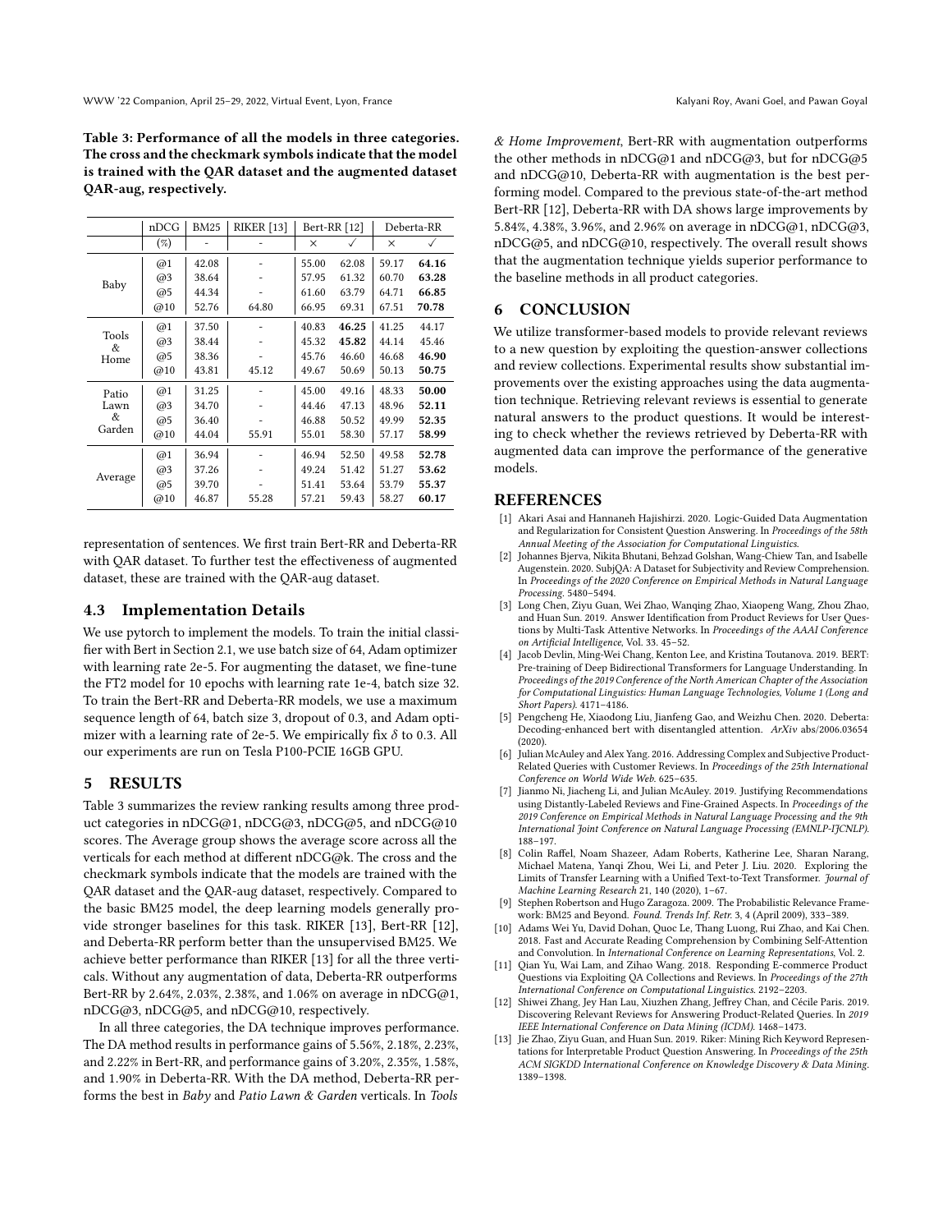Table 3: Performance of all the models in three categories. The cross and the checkmark symbols indicate that the model is trained with the QAR dataset and the augmented dataset QAR-aug, respectively.

| | nDCG | BM25 | RIKER [13] | Bert-RR [12] | | Deberta-RR | |
|---|---|---|---|---|---|---|---|
| | (%) | - | - | × | ✓ | × | ✓ |
| Baby | @1 | 42.08 | - | 55.00 | 62.08 | 59.17 | **64.16** |
| | @3 | 38.64 | - | 57.95 | 61.32 | 60.70 | **63.28** |
| | @5 | 44.34 | - | 61.60 | 63.79 | 64.71 | **66.85** |
| | @10 | 52.76 | 64.80 | 66.95 | 69.31 | 67.51 | **70.78** |
| Tools & Home | @1 | 37.50 | - | 40.83 | **46.25** | 41.25 | 44.17 |
| | @3 | 38.44 | - | 45.32 | **45.82** | 44.14 | 45.46 |
| | @5 | 38.36 | - | 45.76 | 46.60 | 46.68 | **46.90** |
| | @10 | 43.81 | 45.12 | 49.67 | 50.69 | 50.13 | **50.75** |
| Patio Lawn & Garden | @1 | 31.25 | - | 45.00 | 49.16 | 48.33 | **50.00** |
| | @3 | 34.70 | - | 44.46 | 47.13 | 48.96 | **52.11** |
| | @5 | 36.40 | - | 46.88 | 50.52 | 49.99 | **52.35** |
| | @10 | 44.04 | 55.91 | 55.01 | 58.30 | 57.17 | **58.99** |
| Average | @1 | 36.94 | - | 46.94 | 52.50 | 49.58 | **52.78** |
| | @3 | 37.26 | - | 49.24 | 51.42 | 51.27 | **53.62** |
| | @5 | 39.70 | - | 51.41 | 53.64 | 53.79 | **55.37** |
| | @10 | 46.87 | 55.28 | 57.21 | 59.43 | 58.27 | **60.17** |

representation of sentences. We first train Bert-RR and Deberta-RR with QAR dataset. To further test the effectiveness of augmented dataset, these are trained with the QAR-aug dataset.

### 4.3 Implementation Details

We use pytorch to implement the models. To train the initial classifier with Bert in Section 2.1, we use batch size of 64, Adam optimizer with learning rate 2e-5. For augmenting the dataset, we fine-tune the FT2 model for 10 epochs with learning rate 1e-4, batch size 32. To train the Bert-RR and Deberta-RR models, we use a maximum sequence length of 64, batch size 3, dropout of 0.3, and Adam optimizer with a learning rate of 2e-5. We empirically fix $\delta$ to 0.3. All our experiments are run on Tesla P100-PCIE 16GB GPU.

## 5 RESULTS

Table 3 summarizes the review ranking results among three product categories in nDCG@1, nDCG@3, nDCG@5, and nDCG@10 scores. The Average group shows the average score across all the verticals for each method at different nDCG@k. The cross and the checkmark symbols indicate that the models are trained with the QAR dataset and the QAR-aug dataset, respectively. Compared to the basic BM25 model, the deep learning models generally provide stronger baselines for this task. RIKER [13], Bert-RR [12], and Deberta-RR perform better than the unsupervised BM25. We achieve better performance than RIKER [13] for all the three verticals. Without any augmentation of data, Deberta-RR outperforms Bert-RR by 2.64%, 2.03%, 2.38%, and 1.06% on average in nDCG@1, nDCG@3, nDCG@5, and nDCG@10, respectively.

In all three categories, the DA technique improves performance. The DA method results in performance gains of 5.56%, 2.18%, 2.23%, and 2.22% in Bert-RR, and performance gains of 3.20%, 2.35%, 1.58%, and 1.90% in Deberta-RR. With the DA method, Deberta-RR performs the best in *Baby* and *Patio Lawn & Garden* verticals. In *Tools & Home Improvement*, Bert-RR with augmentation outperforms the other methods in nDCG@1 and nDCG@3, but for nDCG@5 and nDCG@10, Deberta-RR with augmentation is the best performing model. Compared to the previous state-of-the-art method Bert-RR [12], Deberta-RR with DA shows large improvements by 5.84%, 4.38%, 3.96%, and 2.96% on average in nDCG@1, nDCG@3, nDCG@5, and nDCG@10, respectively. The overall result shows that the augmentation technique yields superior performance to the baseline methods in all product categories.

## 6 CONCLUSION

We utilize transformer-based models to provide relevant reviews to a new question by exploiting the question-answer collections and review collections. Experimental results show substantial improvements over the existing approaches using the data augmentation technique. Retrieving relevant reviews is essential to generate natural answers to the product questions. It would be interesting to check whether the reviews retrieved by Deberta-RR with augmented data can improve the performance of the generative models.

## REFERENCES

- [1] Akari Asai and Hannaneh Hajishirzi. 2020. Logic-Guided Data Augmentation and Regularization for Consistent Question Answering. In *Proceedings of the 58th Annual Meeting of the Association for Computational Linguistics*.
- [2] Johannes Bjerva, Nikita Bhutani, Behzad Golshan, Wang-Chiew Tan, and Isabelle Augenstein. 2020. SubjQA: A Dataset for Subjectivity and Review Comprehension. In *Proceedings of the 2020 Conference on Empirical Methods in Natural Language Processing*. 5480–5494.
- [3] Long Chen, Ziyu Guan, Wei Zhao, Wanqing Zhao, Xiaopeng Wang, Zhou Zhao, and Huan Sun. 2019. Answer Identification from Product Reviews for User Questions by Multi-Task Attentive Networks. In *Proceedings of the AAAI Conference on Artificial Intelligence*, Vol. 33. 45–52.
- [4] Jacob Devlin, Ming-Wei Chang, Kenton Lee, and Kristina Toutanova. 2019. BERT: Pre-training of Deep Bidirectional Transformers for Language Understanding. In *Proceedings of the 2019 Conference of the North American Chapter of the Association for Computational Linguistics: Human Language Technologies, Volume 1 (Long and Short Papers)*. 4171–4186.
- [5] Pengcheng He, Xiaodong Liu, Jianfeng Gao, and Weizhu Chen. 2020. Deberta: Decoding-enhanced bert with disentangled attention. *ArXiv* abs/2006.03654 (2020).
- [6] Julian McAuley and Alex Yang. 2016. Addressing Complex and Subjective Product-Related Queries with Customer Reviews. In *Proceedings of the 25th International Conference on World Wide Web*. 625–635.
- [7] Jianmo Ni, Jiacheng Li, and Julian McAuley. 2019. Justifying Recommendations using Distantly-Labeled Reviews and Fine-Grained Aspects. In *Proceedings of the 2019 Conference on Empirical Methods in Natural Language Processing and the 9th International Joint Conference on Natural Language Processing (EMNLP-IJCNLP)*. 188–197.
- [8] Colin Raffel, Noam Shazeer, Adam Roberts, Katherine Lee, Sharan Narang, Michael Matena, Yanqi Zhou, Wei Li, and Peter J. Liu. 2020. Exploring the Limits of Transfer Learning with a Unified Text-to-Text Transformer. *Journal of Machine Learning Research* 21, 140 (2020), 1–67.
- [9] Stephen Robertson and Hugo Zaragoza. 2009. The Probabilistic Relevance Framework: BM25 and Beyond. *Found. Trends Inf. Retr.* 3, 4 (April 2009), 333–389.
- [10] Adams Wei Yu, David Dohan, Quoc Le, Thang Luong, Rui Zhao, and Kai Chen. 2018. Fast and Accurate Reading Comprehension by Combining Self-Attention and Convolution. In *International Conference on Learning Representations*, Vol. 2.
- [11] Qian Yu, Wai Lam, and Zihao Wang. 2018. Responding E-commerce Product Questions via Exploiting QA Collections and Reviews. In *Proceedings of the 27th International Conference on Computational Linguistics*. 2192–2203.
- [12] Shiwei Zhang, Jey Han Lau, Xiuzhen Zhang, Jeffrey Chan, and Cécile Paris. 2019. Discovering Relevant Reviews for Answering Product-Related Queries. In *2019 IEEE International Conference on Data Mining (ICDM)*. 1468–1473.
- [13] Jie Zhao, Ziyu Guan, and Huan Sun. 2019. Riker: Mining Rich Keyword Representations for Interpretable Product Question Answering. In *Proceedings of the 25th ACM SIGKDD International Conference on Knowledge Discovery & Data Mining*. 1389–1398.